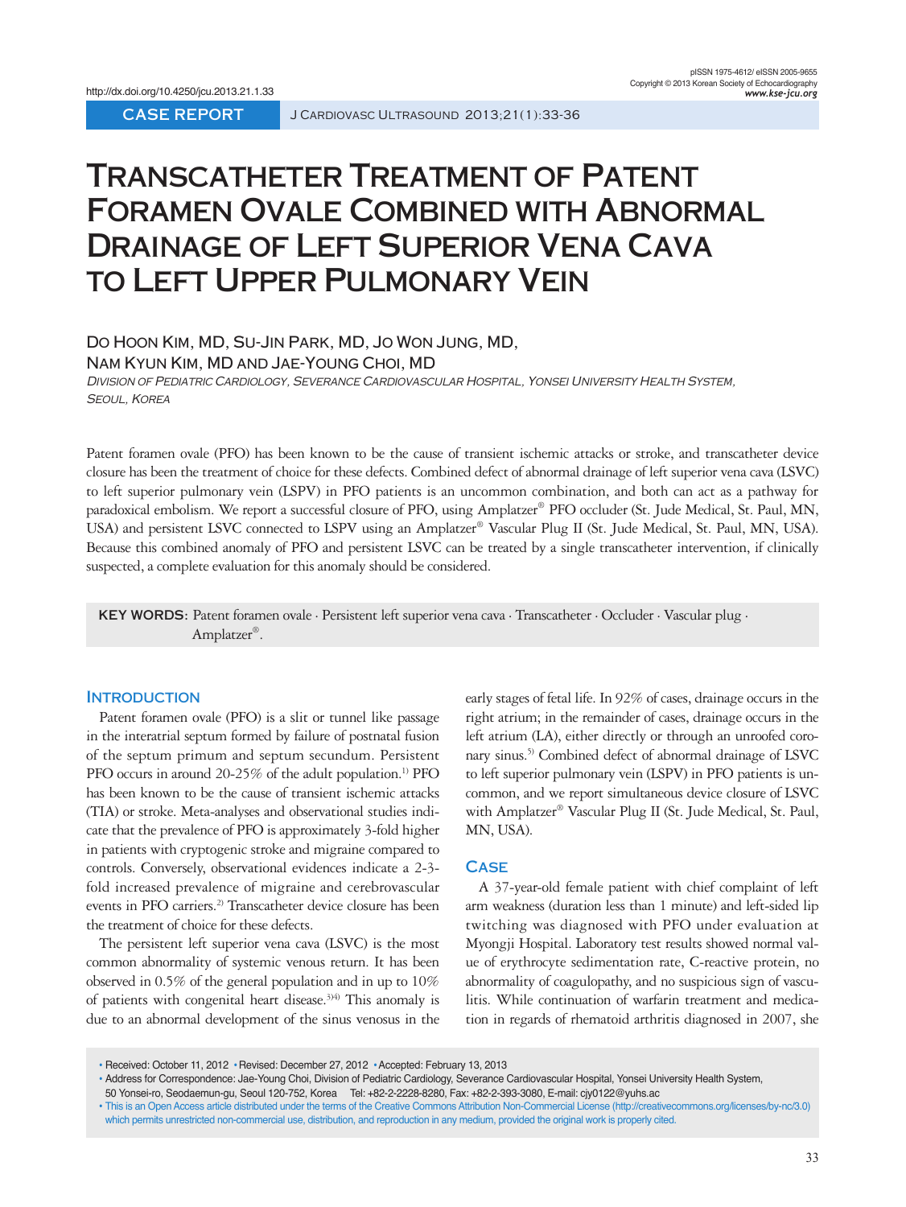# Transcatheter Treatment of Patent Foramen Ovale Combined with Abnormal Drainage of Left Superior Vena Cava to Left Upper Pulmonary Vein

Do Hoon Kim, MD, Su-Jin Park, MD, Jo Won Jung, MD, Nam Kyun Kim, MD and Jae-Young Choi, MD

*Division of Pediatric Cardiology, Severance Cardiovascular Hospital, Yonsei University Health System, Seoul, Korea*

Patent foramen ovale (PFO) has been known to be the cause of transient ischemic attacks or stroke, and transcatheter device closure has been the treatment of choice for these defects. Combined defect of abnormal drainage of left superior vena cava (LSVC) to left superior pulmonary vein (LSPV) in PFO patients is an uncommon combination, and both can act as a pathway for paradoxical embolism. We report a successful closure of PFO, using Amplatzer® PFO occluder (St. Jude Medical, St. Paul, MN, USA) and persistent LSVC connected to LSPV using an Amplatzer® Vascular Plug II (St. Jude Medical, St. Paul, MN, USA). Because this combined anomaly of PFO and persistent LSVC can be treated by a single transcatheter intervention, if clinically suspected, a complete evaluation for this anomaly should be considered.

**KEY WORDS:** Patent foramen ovale · Persistent left superior vena cava · Transcatheter · Occluder · Vascular plug · Amplatzer®.

## Introduction

Patent foramen ovale (PFO) is a slit or tunnel like passage in the interatrial septum formed by failure of postnatal fusion of the septum primum and septum secundum. Persistent PFO occurs in around 20-25% of the adult population.[1] PFO has been known to be the cause of transient ischemic attacks (TIA) or stroke. Meta-analyses and observational studies indicate that the prevalence of PFO is approximately 3-fold higher in patients with cryptogenic stroke and migraine compared to controls. Conversely, observational evidences indicate a 2-3-fold increased prevalence of migraine and cerebrovascular events in PFO carriers.[2] Transcatheter device closure has been the treatment of choice for these defects.

The persistent left superior vena cava (LSVC) is the most common abnormality of systemic venous return. It has been observed in 0.5% of the general population and in up to 10% of patients with congenital heart disease.[3)4] This anomaly is due to an abnormal development of the sinus venosus in the early stages of fetal life. In 92% of cases, drainage occurs in the right atrium; in the remainder of cases, drainage occurs in the left atrium (LA), either directly or through an unroofed coronary sinus.[5] Combined defect of abnormal drainage of LSVC to left superior pulmonary vein (LSPV) in PFO patients is uncommon, and we report simultaneous device closure of LSVC with Amplatzer® Vascular Plug II (St. Jude Medical, St. Paul, MN, USA).

## Case

A 37-year-old female patient with chief complaint of left arm weakness (duration less than 1 minute) and left-sided lip twitching was diagnosed with PFO under evaluation at Myongji Hospital. Laboratory test results showed normal value of erythrocyte sedimentation rate, C-reactive protein, no abnormality of coagulopathy, and no suspicious sign of vasculitis. While continuation of warfarin treatment and medication in regards of rhematoid arthritis diagnosed in 2007, she

- Received: October 11, 2012 • Revised: December 27, 2012 • Accepted: February 13, 2013
- Address for Correspondence: Jae-Young Choi, Division of Pediatric Cardiology, Severance Cardiovascular Hospital, Yonsei University Health System, 50 Yonsei-ro, Seodaemun-gu, Seoul 120-752, Korea Tel: +82-2-2228-8280, Fax: +82-2-393-3080, E-mail: cjy0122@yuhs.ac
- This is an Open Access article distributed under the terms of the Creative Commons Attribution Non-Commercial License (http://creativecommons.org/licenses/by-nc/3.0) which permits unrestricted non-commercial use, distribution, and reproduction in any medium, provided the original work is properly cited.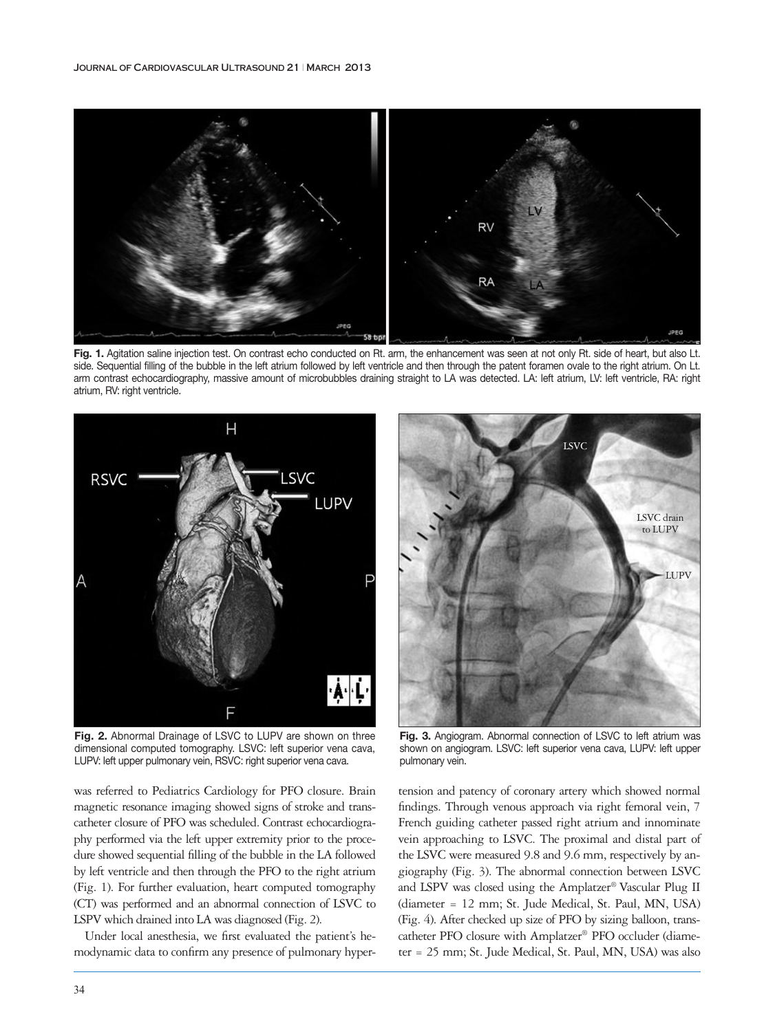**Fig. 1.** Agitation saline injection test. On contrast echo conducted on Rt. arm, the enhancement was seen at not only Rt. side of heart, but also Lt. side. Sequential filling of the bubble in the left atrium followed by left ventricle and then through the patent foramen ovale to the right atrium. On Lt. arm contrast echocardiography, massive amount of microbubbles draining straight to LA was detected. LA: left atrium, LV: left ventricle, RA: right atrium, RV: right ventricle.

**Fig. 2.** Abnormal Drainage of LSVC to LUPV are shown on three dimensional computed tomography. LSVC: left superior vena cava, LUPV: left upper pulmonary vein, RSVC: right superior vena cava.

**Fig. 3.** Angiogram. Abnormal connection of LSVC to left atrium was shown on angiogram. LSVC: left superior vena cava, LUPV: left upper pulmonary vein.

was referred to Pediatrics Cardiology for PFO closure. Brain magnetic resonance imaging showed signs of stroke and transcatheter closure of PFO was scheduled. Contrast echocardiography performed via the left upper extremity prior to the procedure showed sequential filling of the bubble in the LA followed by left ventricle and then through the PFO to the right atrium (Fig. 1). For further evaluation, heart computed tomography (CT) was performed and an abnormal connection of LSVC to LSPV which drained into LA was diagnosed (Fig. 2).

Under local anesthesia, we first evaluated the patient's hemodynamic data to confirm any presence of pulmonary hypertension and patency of coronary artery which showed normal findings. Through venous approach via right femoral vein, 7 French guiding catheter passed right atrium and innominate vein approaching to LSVC. The proximal and distal part of the LSVC were measured 9.8 and 9.6 mm, respectively by angiography (Fig. 3). The abnormal connection between LSVC and LSPV was closed using the Amplatzer® Vascular Plug II (diameter = 12 mm; St. Jude Medical, St. Paul, MN, USA) (Fig. 4). After checked up size of PFO by sizing balloon, transcatheter PFO closure with Amplatzer® PFO occluder (diameter = 25 mm; St. Jude Medical, St. Paul, MN, USA) was also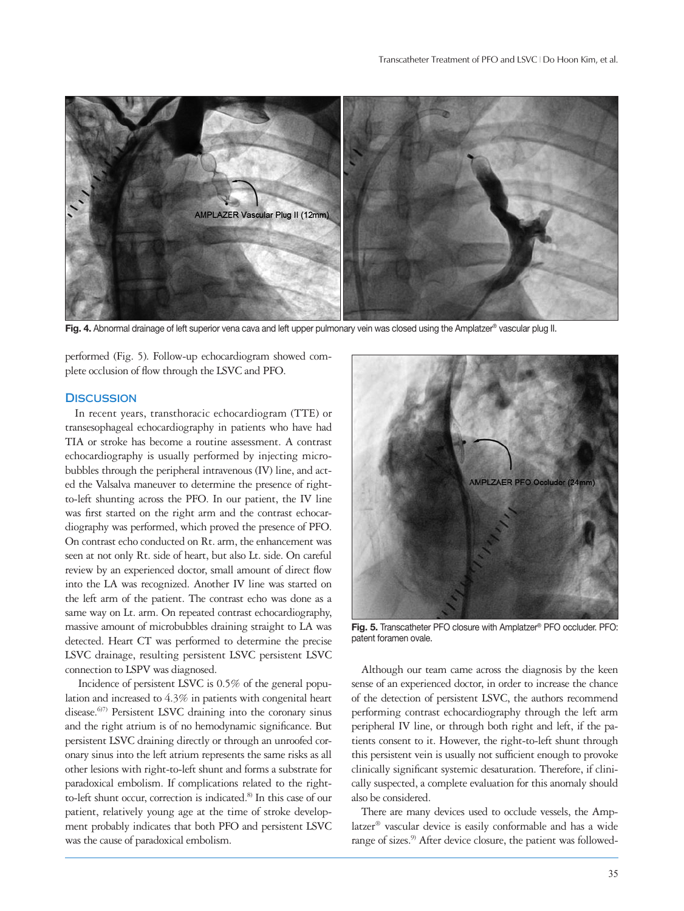Fig. 4. Abnormal drainage of left superior vena cava and left upper pulmonary vein was closed using the Amplatzer® vascular plug II.

performed (Fig. 5). Follow-up echocardiogram showed complete occlusion of flow through the LSVC and PFO.

## Discussion

In recent years, transthoracic echocardiogram (TTE) or transesophageal echocardiography in patients who have had TIA or stroke has become a routine assessment. A contrast echocardiography is usually performed by injecting microbubbles through the peripheral intravenous (IV) line, and acted the Valsalva maneuver to determine the presence of right-to-left shunting across the PFO. In our patient, the IV line was first started on the right arm and the contrast echocardiography was performed, which proved the presence of PFO. On contrast echo conducted on Rt. arm, the enhancement was seen at not only Rt. side of heart, but also Lt. side. On careful review by an experienced doctor, small amount of direct flow into the LA was recognized. Another IV line was started on the left arm of the patient. The contrast echo was done as a same way on Lt. arm. On repeated contrast echocardiography, massive amount of microbubbles draining straight to LA was detected. Heart CT was performed to determine the precise LSVC drainage, resulting persistent LSVC persistent LSVC connection to LSPV was diagnosed.

Incidence of persistent LSVC is 0.5% of the general population and increased to 4.3% in patients with congenital heart disease.[6)7)] Persistent LSVC draining into the coronary sinus and the right atrium is of no hemodynamic significance. But persistent LSVC draining directly or through an unroofed coronary sinus into the left atrium represents the same risks as all other lesions with right-to-left shunt and forms a substrate for paradoxical embolism. If complications related to the right-to-left shunt occur, correction is indicated.[8)] In this case of our patient, relatively young age at the time of stroke development probably indicates that both PFO and persistent LSVC was the cause of paradoxical embolism.

Fig. 5. Transcatheter PFO closure with Amplatzer® PFO occluder. PFO: patent foramen ovale.

Although our team came across the diagnosis by the keen sense of an experienced doctor, in order to increase the chance of the detection of persistent LSVC, the authors recommend performing contrast echocardiography through the left arm peripheral IV line, or through both right and left, if the patients consent to it. However, the right-to-left shunt through this persistent vein is usually not sufficient enough to provoke clinically significant systemic desaturation. Therefore, if clinically suspected, a complete evaluation for this anomaly should also be considered.

There are many devices used to occlude vessels, the Amplatzer® vascular device is easily conformable and has a wide range of sizes.[9)] After device closure, the patient was followed-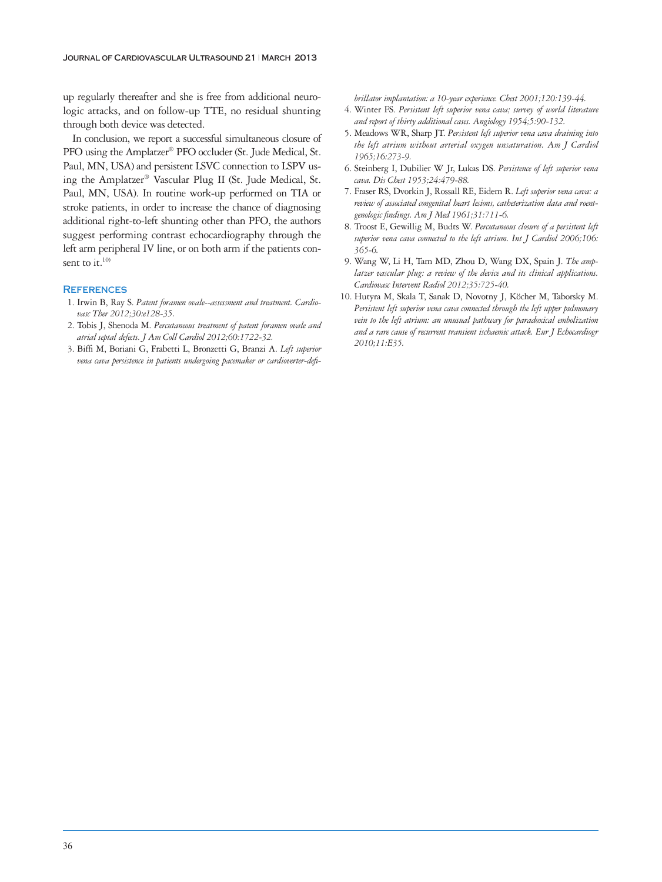up regularly thereafter and she is free from additional neurologic attacks, and on follow-up TTE, no residual shunting through both device was detected.

In conclusion, we report a successful simultaneous closure of PFO using the Amplatzer® PFO occluder (St. Jude Medical, St. Paul, MN, USA) and persistent LSVC connection to LSPV using the Amplatzer® Vascular Plug II (St. Jude Medical, St. Paul, MN, USA). In routine work-up performed on TIA or stroke patients, in order to increase the chance of diagnosing additional right-to-left shunting other than PFO, the authors suggest performing contrast echocardiography through the left arm peripheral IV line, or on both arm if the patients consent to it.[10]

## References

1. Irwin B, Ray S. *Patent foramen ovale--assessment and treatment. Cardiovasc Ther 2012;30:e128-35.*
2. Tobis J, Shenoda M. *Percutaneous treatment of patent foramen ovale and atrial septal defects. J Am Coll Cardiol 2012;60:1722-32.*
3. Biffi M, Boriani G, Frabetti L, Bronzetti G, Branzi A. *Left superior vena cava persistence in patients undergoing pacemaker or cardioverter-defibrillator implantation: a 10-year experience. Chest 2001;120:139-44.*
4. Winter FS. *Persistent left superior vena cava; survey of world literature and report of thirty additional cases. Angiology 1954;5:90-132.*
5. Meadows WR, Sharp JT. *Persistent left superior vena cava draining into the left atrium without arterial oxygen unsaturation. Am J Cardiol 1965;16:273-9.*
6. Steinberg I, Dubilier W Jr, Lukas DS. *Persistence of left superior vena cava. Dis Chest 1953;24:479-88.*
7. Fraser RS, Dvorkin J, Rossall RE, Eidem R. *Left superior vena cava: a review of associated congenital heart lesions, catheterization data and roentgenologic findings. Am J Med 1961;31:711-6.*
8. Troost E, Gewillig M, Budts W. *Percutaneous closure of a persistent left superior vena cava connected to the left atrium. Int J Cardiol 2006;106:365-6.*
9. Wang W, Li H, Tam MD, Zhou D, Wang DX, Spain J. *The amplatzer vascular plug: a review of the device and its clinical applications. Cardiovasc Intervent Radiol 2012;35:725-40.*
10. Hutyra M, Skala T, Sanak D, Novotny J, Köcher M, Taborsky M. *Persistent left superior vena cava connected through the left upper pulmonary vein to the left atrium: an unusual pathway for paradoxical embolization and a rare cause of recurrent transient ischaemic attack. Eur J Echocardiogr 2010;11:E35.*